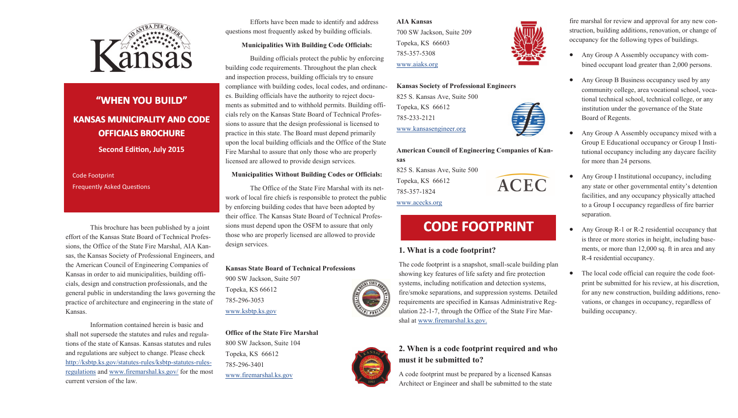Kansas

# "WHEN YOU BUILD"

## KANSAS MUNICIPALITY AND CODE OFFICIALS BROCHURE

**Second Edition, July 2015**

Code Footprint
Frequently Asked Questions

This brochure has been published by a joint effort of the Kansas State Board of Technical Professions, the Office of the State Fire Marshal, AIA Kansas, the Kansas Society of Professional Engineers, and the American Council of Engineering Companies of Kansas in order to aid municipalities, building officials, design and construction professionals, and the general public in understanding the laws governing the practice of architecture and engineering in the state of Kansas.

Information contained herein is basic and shall not supersede the statutes and rules and regulations of the state of Kansas. Kansas statutes and rules and regulations are subject to change. Please check http://ksbtp.ks.gov/statutes-rules/ksbtp-statutes-rules-regulations and www.firemarshal.ks.gov/ for the most current version of the law.

Efforts have been made to identify and address questions most frequently asked by building officials.

**Municipalities With Building Code Officials:**

Building officials protect the public by enforcing building code requirements. Throughout the plan check and inspection process, building officials try to ensure compliance with building codes, local codes, and ordinances. Building officials have the authority to reject documents as submitted and to withhold permits. Building officials rely on the Kansas State Board of Technical Professions to assure that the design professional is licensed to practice in this state. The Board must depend primarily upon the local building officials and the Office of the State Fire Marshal to assure that only those who are properly licensed are allowed to provide design services.

**Municipalities Without Building Codes or Officials:**

The Office of the State Fire Marshal with its network of local fire chiefs is responsible to protect the public by enforcing building codes that have been adopted by their office. The Kansas State Board of Technical Professions must depend upon the OSFM to assure that only those who are properly licensed are allowed to provide design services.

**Kansas State Board of Technical Professions**
900 SW Jackson, Suite 507
Topeka, KS 66612
785-296-3053
www.ksbtp.ks.gov

**Office of the State Fire Marshal**
800 SW Jackson, Suite 104
Topeka, KS 66612
785-296-3401
www.firemarshal.ks.gov

**AIA Kansas**
700 SW Jackson, Suite 209
Topeka, KS 66603
785-357-5308
www.aiaks.org

**Kansas Society of Professional Engineers**
825 S. Kansas Ave, Suite 500
Topeka, KS 66612
785-233-2121
www.kansasengineer.org

**American Council of Engineering Companies of Kansas**
825 S. Kansas Ave, Suite 500
Topeka, KS 66612
785-357-1824
www.acecks.org

# CODE FOOTPRINT

### 1. What is a code footprint?

The code footprint is a snapshot, small-scale building plan showing key features of life safety and fire protection systems, including notification and detection systems, fire/smoke separations, and suppression systems. Detailed requirements are specified in Kansas Administrative Regulation 22-1-7, through the Office of the State Fire Marshal at www.firemarshal.ks.gov.

### 2. When is a code footprint required and who must it be submitted to?

A code footprint must be prepared by a licensed Kansas Architect or Engineer and shall be submitted to the state fire marshal for review and approval for any new construction, building additions, renovation, or change of occupancy for the following types of buildings.

- Any Group A Assembly occupancy with combined occupant load greater than 2,000 persons.
- Any Group B Business occupancy used by any community college, area vocational school, vocational technical school, technical college, or any institution under the governance of the State Board of Regents.
- Any Group A Assembly occupancy mixed with a Group E Educational occupancy or Group I Institutional occupancy including any daycare facility for more than 24 persons.
- Any Group I Institutional occupancy, including any state or other governmental entity's detention facilities, and any occupancy physically attached to a Group I occupancy regardless of fire barrier separation.
- Any Group R-1 or R-2 residential occupancy that is three or more stories in height, including basements, or more than 12,000 sq. ft in area and any R-4 residential occupancy.
- The local code official can require the code footprint be submitted for his review, at his discretion, for any new construction, building additions, renovations, or changes in occupancy, regardless of building occupancy.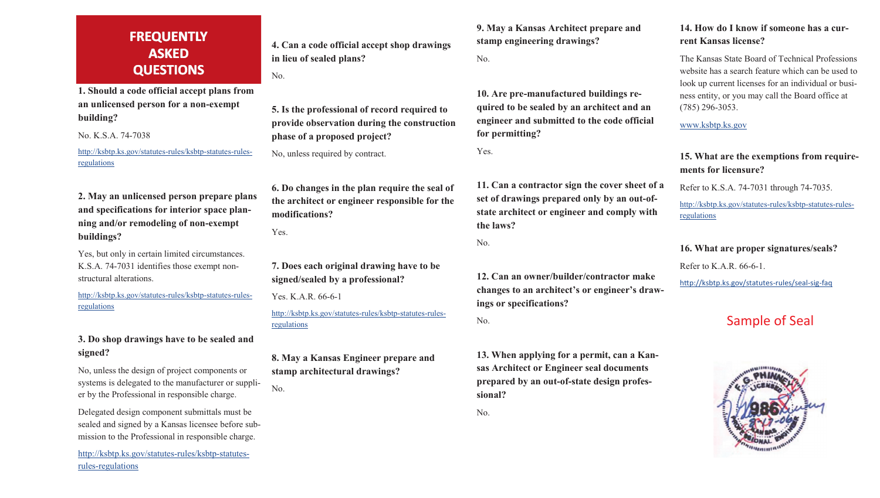# FREQUENTLY ASKED QUESTIONS

**1. Should a code official accept plans from an unlicensed person for a non-exempt building?**

No. K.S.A. 74-7038

http://ksbtp.ks.gov/statutes-rules/ksbtp-statutes-rules-regulations

**2. May an unlicensed person prepare plans and specifications for interior space planning and/or remodeling of non-exempt buildings?**

Yes, but only in certain limited circumstances. K.S.A. 74-7031 identifies those exempt non-structural alterations.

http://ksbtp.ks.gov/statutes-rules/ksbtp-statutes-rules-regulations

**3. Do shop drawings have to be sealed and signed?**

No, unless the design of project components or systems is delegated to the manufacturer or supplier by the Professional in responsible charge.

Delegated design component submittals must be sealed and signed by a Kansas licensee before submission to the Professional in responsible charge.

http://ksbtp.ks.gov/statutes-rules/ksbtp-statutes-rules-regulations

**4. Can a code official accept shop drawings in lieu of sealed plans?**

No.

**5. Is the professional of record required to provide observation during the construction phase of a proposed project?**

No, unless required by contract.

**6. Do changes in the plan require the seal of the architect or engineer responsible for the modifications?**

Yes.

**7. Does each original drawing have to be signed/sealed by a professional?**

Yes. K.A.R. 66-6-1

http://ksbtp.ks.gov/statutes-rules/ksbtp-statutes-rules-regulations

**8. May a Kansas Engineer prepare and stamp architectural drawings?**

No.

**9. May a Kansas Architect prepare and stamp engineering drawings?**

No.

**10. Are pre-manufactured buildings required to be sealed by an architect and an engineer and submitted to the code official for permitting?**

Yes.

**11. Can a contractor sign the cover sheet of a set of drawings prepared only by an out-of-state architect or engineer and comply with the laws?**

No.

**12. Can an owner/builder/contractor make changes to an architect's or engineer's drawings or specifications?**

No.

**13. When applying for a permit, can a Kansas Architect or Engineer seal documents prepared by an out-of-state design professional?**

No.

**14. How do I know if someone has a current Kansas license?**

The Kansas State Board of Technical Professions website has a search feature which can be used to look up current licenses for an individual or business entity, or you may call the Board office at (785) 296-3053.

www.ksbtp.ks.gov

**15. What are the exemptions from requirements for licensure?**

Refer to K.S.A. 74-7031 through 74-7035.

http://ksbtp.ks.gov/statutes-rules/ksbtp-statutes-rules-regulations

**16. What are proper signatures/seals?**

Refer to K.A.R. 66-6-1.

http://ksbtp.ks.gov/statutes-rules/seal-sig-faq

Sample of Seal